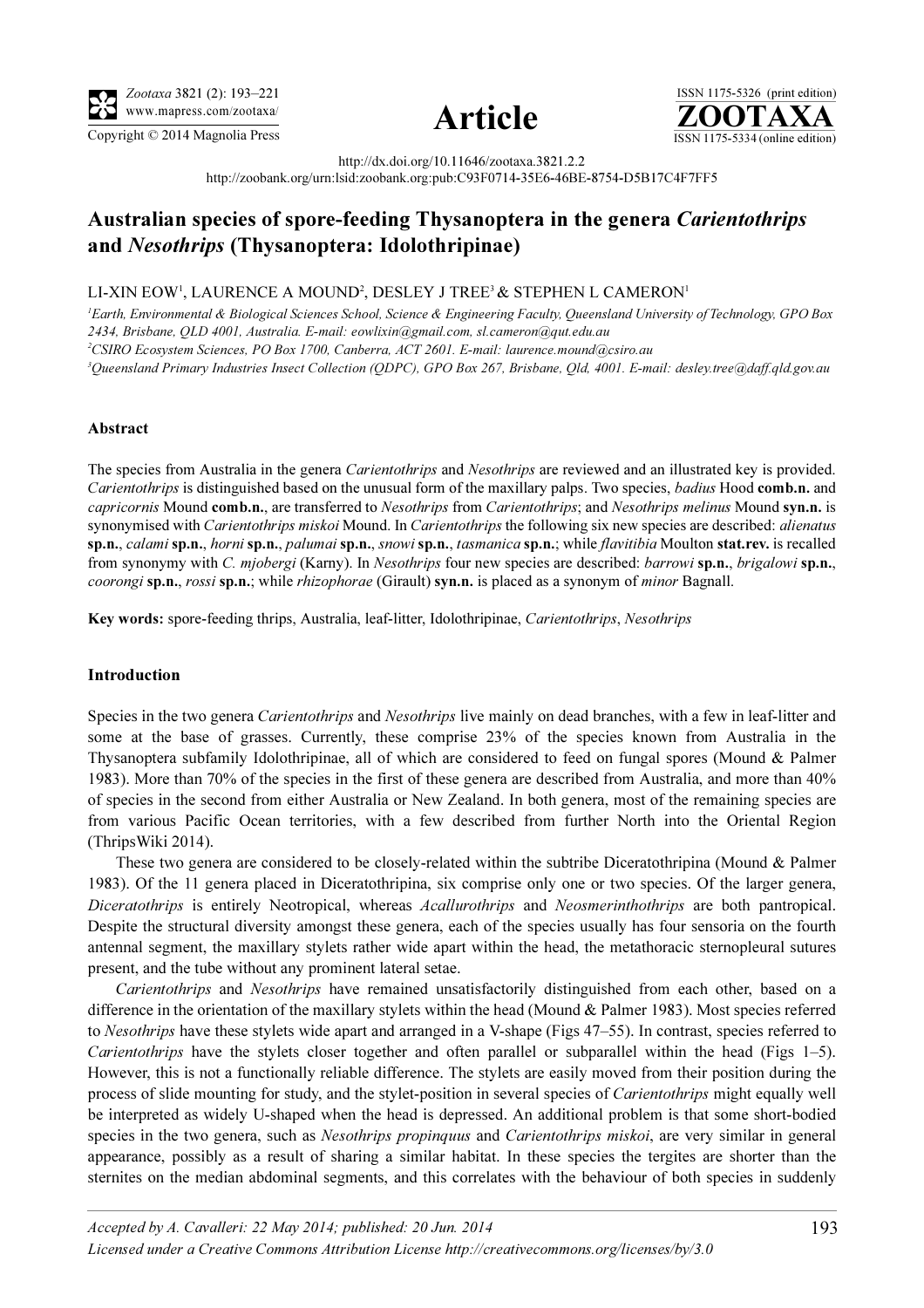# Australian species of spore-feeding Thysanoptera in the genera *Carientothrips* and *Nesothrips* (Thysanoptera: Idolothripinae)

LI-XIN EOW[1], LAURENCE A MOUND[2], DESLEY J TREE[3] & STEPHEN L CAMERON[1]

[1]*Earth, Environmental & Biological Sciences School, Science & Engineering Faculty, Queensland University of Technology, GPO Box 2434, Brisbane, QLD 4001, Australia. E-mail: eowlixin@gmail.com, sl.cameron@qut.edu.au*

[2]*CSIRO Ecosystem Sciences, PO Box 1700, Canberra, ACT 2601. E-mail: laurence.mound@csiro.au*

[3]*Queensland Primary Industries Insect Collection (QDPC), GPO Box 267, Brisbane, Qld, 4001. E-mail: desley.tree@daff.qld.gov.au*

http://dx.doi.org/10.11646/zootaxa.3821.2.2

http://zoobank.org/urn:lsid:zoobank.org:pub:C93F0714-35E6-46BE-8754-D5B17C4F7FF5

### Abstract

The species from Australia in the genera *Carientothrips* and *Nesothrips* are reviewed and an illustrated key is provided. *Carientothrips* is distinguished based on the unusual form of the maxillary palps. Two species, *badius* Hood **comb.n.** and *capricornis* Mound **comb.n.**, are transferred to *Nesothrips* from *Carientothrips*; and *Nesothrips melinus* Mound **syn.n.** is synonymised with *Carientothrips miskoi* Mound. In *Carientothrips* the following six new species are described: *alienatus* **sp.n.**, *calami* **sp.n.**, *horni* **sp.n.**, *palumai* **sp.n.**, *snowi* **sp.n.**, *tasmanica* **sp.n.**; while *flavitibia* Moulton **stat.rev.** is recalled from synonymy with *C. mjobergi* (Karny). In *Nesothrips* four new species are described: *barrowi* **sp.n.**, *brigalowi* **sp.n.**, *coorongi* **sp.n.**, *rossi* **sp.n.**; while *rhizophorae* (Girault) **syn.n.** is placed as a synonym of *minor* Bagnall.

**Key words:** spore-feeding thrips, Australia, leaf-litter, Idolothripinae, *Carientothrips*, *Nesothrips*

### Introduction

Species in the two genera *Carientothrips* and *Nesothrips* live mainly on dead branches, with a few in leaf-litter and some at the base of grasses. Currently, these comprise 23% of the species known from Australia in the Thysanoptera subfamily Idolothripinae, all of which are considered to feed on fungal spores (Mound & Palmer 1983). More than 70% of the species in the first of these genera are described from Australia, and more than 40% of species in the second from either Australia or New Zealand. In both genera, most of the remaining species are from various Pacific Ocean territories, with a few described from further North into the Oriental Region (ThripsWiki 2014).

These two genera are considered to be closely-related within the subtribe Diceratothripina (Mound & Palmer 1983). Of the 11 genera placed in Diceratothripina, six comprise only one or two species. Of the larger genera, *Diceratothrips* is entirely Neotropical, whereas *Acallurothrips* and *Neosmerinthothrips* are both pantropical. Despite the structural diversity amongst these genera, each of the species usually has four sensoria on the fourth antennal segment, the maxillary stylets rather wide apart within the head, the metathoracic sternopleural sutures present, and the tube without any prominent lateral setae.

*Carientothrips* and *Nesothrips* have remained unsatisfactorily distinguished from each other, based on a difference in the orientation of the maxillary stylets within the head (Mound & Palmer 1983). Most species referred to *Nesothrips* have these stylets wide apart and arranged in a V-shape (Figs 47–55). In contrast, species referred to *Carientothrips* have the stylets closer together and often parallel or subparallel within the head (Figs 1–5). However, this is not a functionally reliable difference. The stylets are easily moved from their position during the process of slide mounting for study, and the stylet-position in several species of *Carientothrips* might equally well be interpreted as widely U-shaped when the head is depressed. An additional problem is that some short-bodied species in the two genera, such as *Nesothrips propinquus* and *Carientothrips miskoi*, are very similar in general appearance, possibly as a result of sharing a similar habitat. In these species the tergites are shorter than the sternites on the median abdominal segments, and this correlates with the behaviour of both species in suddenly

*Accepted by A. Cavalleri: 22 May 2014; published: 20 Jun. 2014*

*Licensed under a Creative Commons Attribution License http://creativecommons.org/licenses/by/3.0*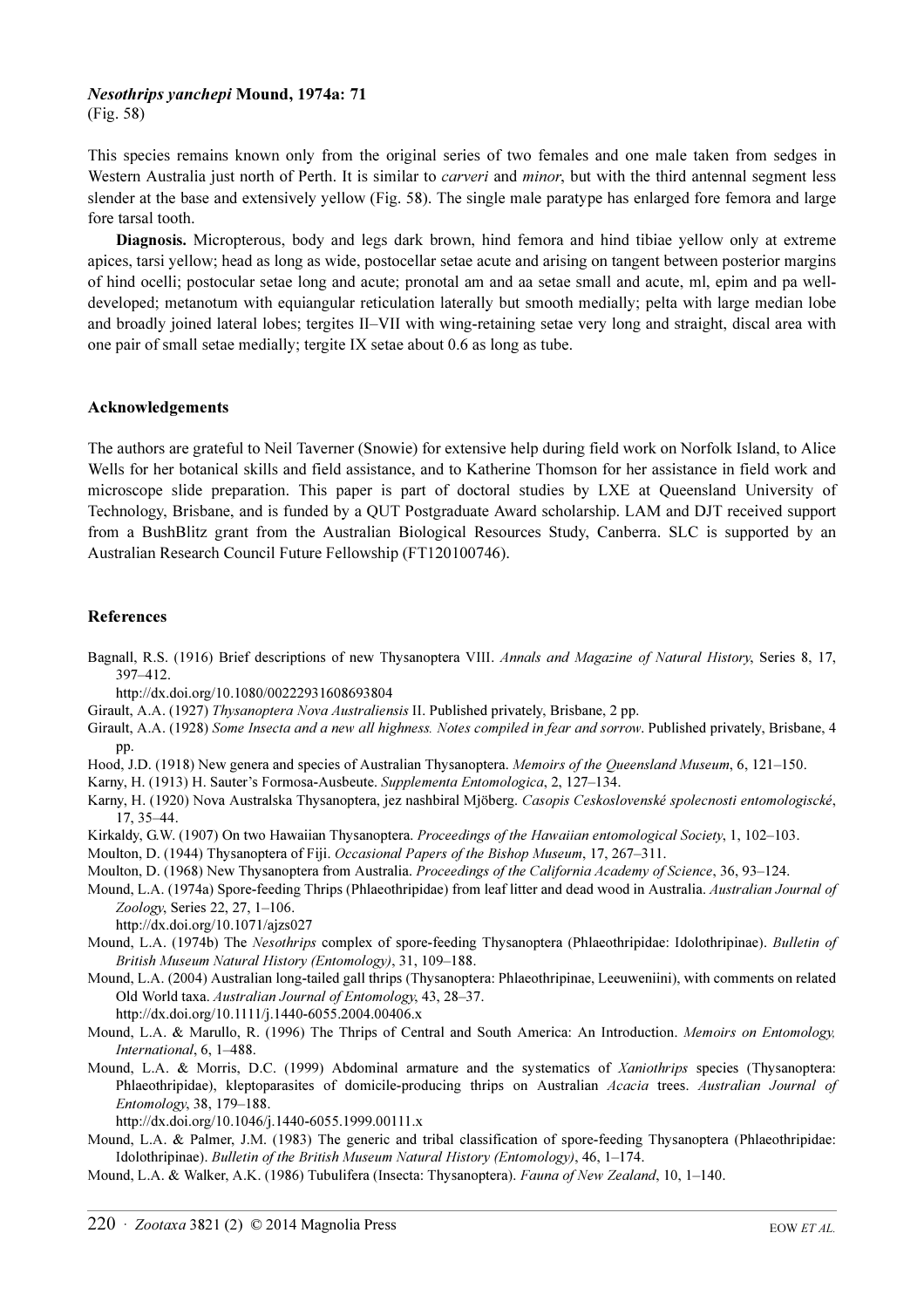***Nesothrips yanchepi* Mound, 1974a: 71**
(Fig. 58)

This species remains known only from the original series of two females and one male taken from sedges in Western Australia just north of Perth. It is similar to *carveri* and *minor*, but with the third antennal segment less slender at the base and extensively yellow (Fig. 58). The single male paratype has enlarged fore femora and large fore tarsal tooth.

**Diagnosis.** Micropterous, body and legs dark brown, hind femora and hind tibiae yellow only at extreme apices, tarsi yellow; head as long as wide, postocellar setae acute and arising on tangent between posterior margins of hind ocelli; postocular setae long and acute; pronotal am and aa setae small and acute, ml, epim and pa well-developed; metanotum with equiangular reticulation laterally but smooth medially; pelta with large median lobe and broadly joined lateral lobes; tergites II–VII with wing-retaining setae very long and straight, discal area with one pair of small setae medially; tergite IX setae about 0.6 as long as tube.

## Acknowledgements

The authors are grateful to Neil Taverner (Snowie) for extensive help during field work on Norfolk Island, to Alice Wells for her botanical skills and field assistance, and to Katherine Thomson for her assistance in field work and microscope slide preparation. This paper is part of doctoral studies by LXE at Queensland University of Technology, Brisbane, and is funded by a QUT Postgraduate Award scholarship. LAM and DJT received support from a BushBlitz grant from the Australian Biological Resources Study, Canberra. SLC is supported by an Australian Research Council Future Fellowship (FT120100746).

## References

Bagnall, R.S. (1916) Brief descriptions of new Thysanoptera VIII. *Annals and Magazine of Natural History*, Series 8, 17, 397–412.
http://dx.doi.org/10.1080/00222931608693804

Girault, A.A. (1927) *Thysanoptera Nova Australiensis* II. Published privately, Brisbane, 2 pp.

Girault, A.A. (1928) *Some Insecta and a new all highness. Notes compiled in fear and sorrow*. Published privately, Brisbane, 4 pp.

Hood, J.D. (1918) New genera and species of Australian Thysanoptera. *Memoirs of the Queensland Museum*, 6, 121–150.

Karny, H. (1913) H. Sauter's Formosa-Ausbeute. *Supplementa Entomologica*, 2, 127–134.

Karny, H. (1920) Nova Australska Thysanoptera, jez nashbiral Mjöberg. *Casopis Ceskoslovenské spolecnosti entomologiscké*, 17, 35–44.

Kirkaldy, G.W. (1907) On two Hawaiian Thysanoptera. *Proceedings of the Hawaiian entomological Society*, 1, 102–103.

Moulton, D. (1944) Thysanoptera of Fiji. *Occasional Papers of the Bishop Museum*, 17, 267–311.

Moulton, D. (1968) New Thysanoptera from Australia. *Proceedings of the California Academy of Science*, 36, 93–124.

Mound, L.A. (1974a) Spore-feeding Thrips (Phlaeothripidae) from leaf litter and dead wood in Australia. *Australian Journal of Zoology*, Series 22, 27, 1–106.
http://dx.doi.org/10.1071/ajzs027

Mound, L.A. (1974b) The *Nesothrips* complex of spore-feeding Thysanoptera (Phlaeothripidae: Idolothripinae). *Bulletin of British Museum Natural History (Entomology)*, 31, 109–188.

Mound, L.A. (2004) Australian long-tailed gall thrips (Thysanoptera: Phlaeothripinae, Leeuweniini), with comments on related Old World taxa. *Australian Journal of Entomology*, 43, 28–37.
http://dx.doi.org/10.1111/j.1440-6055.2004.00406.x

Mound, L.A. & Marullo, R. (1996) The Thrips of Central and South America: An Introduction. *Memoirs on Entomology, International*, 6, 1–488.

Mound, L.A. & Morris, D.C. (1999) Abdominal armature and the systematics of *Xaniothrips* species (Thysanoptera: Phlaeothripidae), kleptoparasites of domicile-producing thrips on Australian *Acacia* trees. *Australian Journal of Entomology*, 38, 179–188.
http://dx.doi.org/10.1046/j.1440-6055.1999.00111.x

Mound, L.A. & Palmer, J.M. (1983) The generic and tribal classification of spore-feeding Thysanoptera (Phlaeothripidae: Idolothripinae). *Bulletin of the British Museum Natural History (Entomology)*, 46, 1–174.

Mound, L.A. & Walker, A.K. (1986) Tubulifera (Insecta: Thysanoptera). *Fauna of New Zealand*, 10, 1–140.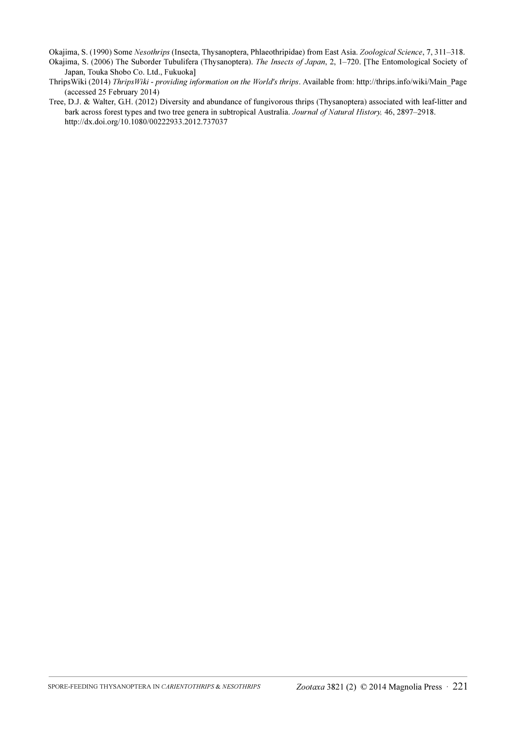Okajima, S. (1990) Some *Nesothrips* (Insecta, Thysanoptera, Phlaeothripidae) from East Asia. *Zoological Science*, 7, 311–318.

Okajima, S. (2006) The Suborder Tubulifera (Thysanoptera). *The Insects of Japan*, 2, 1–720. [The Entomological Society of Japan, Touka Shobo Co. Ltd., Fukuoka]

ThripsWiki (2014) *ThripsWiki - providing information on the World's thrips*. Available from: http://thrips.info/wiki/Main_Page (accessed 25 February 2014)

Tree, D.J. & Walter, G.H. (2012) Diversity and abundance of fungivorous thrips (Thysanoptera) associated with leaf-litter and bark across forest types and two tree genera in subtropical Australia. *Journal of Natural History,* 46, 2897–2918. http://dx.doi.org/10.1080/00222933.2012.737037